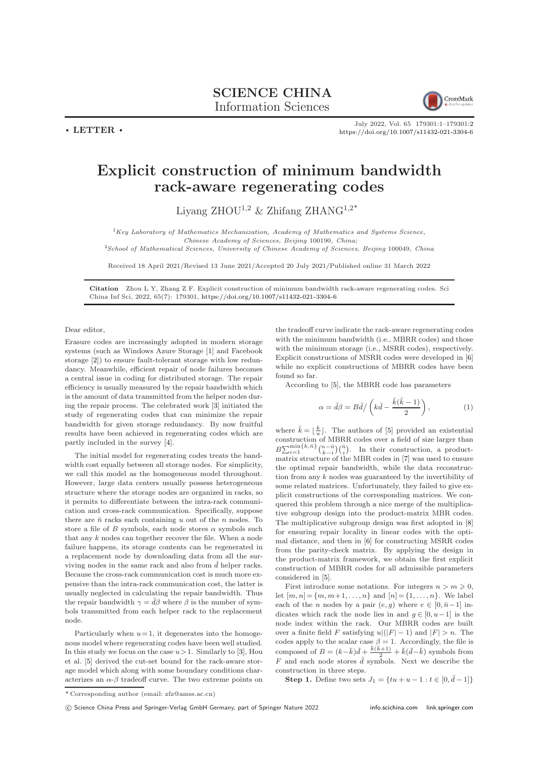SCIENCE CHINA
Information Sciences

• LETTER •

# Explicit construction of minimum bandwidth rack-aware regenerating codes

Liyang ZHOU[1,2] & Zhifang ZHANG[1,2*]

[1] *Key Laboratory of Mathematics Mechanization, Academy of Mathematics and Systems Science, Chinese Academy of Sciences, Beijing 100190, China;*
[2] *School of Mathematical Sciences, University of Chinese Academy of Sciences, Beijing 100049, China*

Received 18 April 2021/Revised 13 June 2021/Accepted 20 July 2021/Published online 31 March 2022

**Citation** Zhou L Y, Zhang Z F. Explicit construction of minimum bandwidth rack-aware regenerating codes. Sci China Inf Sci, 2022, 65(7): 179301, https://doi.org/10.1007/s11432-021-3304-6

Dear editor,

Erasure codes are increasingly adopted in modern storage systems (such as Windows Azure Storage [1] and Facebook storage [2]) to ensure fault-tolerant storage with low redundancy. Meanwhile, efficient repair of node failures becomes a central issue in coding for distributed storage. The repair efficiency is usually measured by the repair bandwidth which is the amount of data transmitted from the helper nodes during the repair process. The celebrated work [3] initiated the study of regenerating codes that can minimize the repair bandwidth for given storage redundancy. By now fruitful results have been achieved in regenerating codes which are partly included in the survey [4].

The initial model for regenerating codes treats the bandwidth cost equally between all storage nodes. For simplicity, we call this model as the homogeneous model throughout. However, large data centers usually possess heterogeneous structure where the storage nodes are organized in racks, so it permits to differentiate between the intra-rack communication and cross-rack communication. Specifically, suppose there are $\bar{n}$ racks each containing $u$ out of the $n$ nodes. To store a file of $B$ symbols, each node stores $\alpha$ symbols such that any $k$ nodes can together recover the file. When a node failure happens, its storage contents can be regenerated in a replacement node by downloading data from all the surviving nodes in the same rack and also from $\bar{d}$ helper racks. Because the cross-rack communication cost is much more expensive than the intra-rack communication cost, the latter is usually neglected in calculating the repair bandwidth. Thus the repair bandwidth $\gamma = \bar{d}\beta$ where $\beta$ is the number of symbols transmitted from each helper rack to the replacement node.

Particularly when $u=1$, it degenerates into the homogeneous model where regenerating codes have been well studied. In this study we focus on the case $u>1$. Similar to [3], Hou et al. [5] derived the cut-set bound for the rack-aware storage model which along with some boundary conditions characterizes an $\alpha$-$\beta$ tradeoff curve. The two extreme points on the tradeoff curve indicate the rack-aware regenerating codes with the minimum bandwidth (i.e., MBRR codes) and those with the minimum storage (i.e., MSRR codes), respectively. Explicit constructions of MSRR codes were developed in [6] while no explicit constructions of MBRR codes have been found so far.

According to [5], the MBRR code has parameters

$$\alpha = \bar{d}\beta = B\bar{d}\Big/\left(k\bar{d} - \frac{\bar{k}(\bar{k}-1)}{2}\right), \tag{1}$$

where $\bar{k} = \lfloor \frac{k}{u} \rfloor$. The authors of [5] provided an existential construction of MBRR codes over a field of size larger than $B\sum_{i=1}^{\min\{k,\bar{n}\}}\binom{n-\bar{n}}{k-i}\binom{\bar{n}}{i}$. In their construction, a product-matrix structure of the MBR codes in [7] was used to ensure the optimal repair bandwidth, while the data reconstruction from any $k$ nodes was guaranteed by the invertibility of some related matrices. Unfortunately, they failed to give explicit constructions of the corresponding matrices. We conquered this problem through a nice merge of the multiplicative subgroup design into the product-matrix MBR codes. The multiplicative subgroup design was first adopted in [8] for ensuring repair locality in linear codes with the optimal distance, and then in [6] for constructing MSRR codes from the parity-check matrix. By applying the design in the product-matrix framework, we obtain the first explicit construction of MBRR codes for all admissible parameters considered in [5].

First introduce some notations. For integers $n > m \geqslant 0$, let $[m,n] = \{m, m+1, \ldots, n\}$ and $[n] = \{1, \ldots, n\}$. We label each of the $n$ nodes by a pair $(e, g)$ where $e \in [0, \bar{n}-1]$ indicates which rack the node lies in and $g \in [0, u-1]$ is the node index within the rack. Our MBRR codes are built over a finite field $F$ satisfying $u|(|F|-1)$ and $|F| > n$. The codes apply to the scalar case $\beta = 1$. Accordingly, the file is composed of $B = (k-\bar{k})\bar{d} + \frac{\bar{k}(\bar{k}+1)}{2} + \bar{k}(\bar{d}-\bar{k})$ symbols from $F$ and each node stores $\bar{d}$ symbols. Next we describe the construction in three steps.

**Step 1.** Define two sets $J_1 = \{tu + u - 1 : t \in [0, \bar{d}-1]\}$

---

* Corresponding author (email: zfz@amss.ac.cn)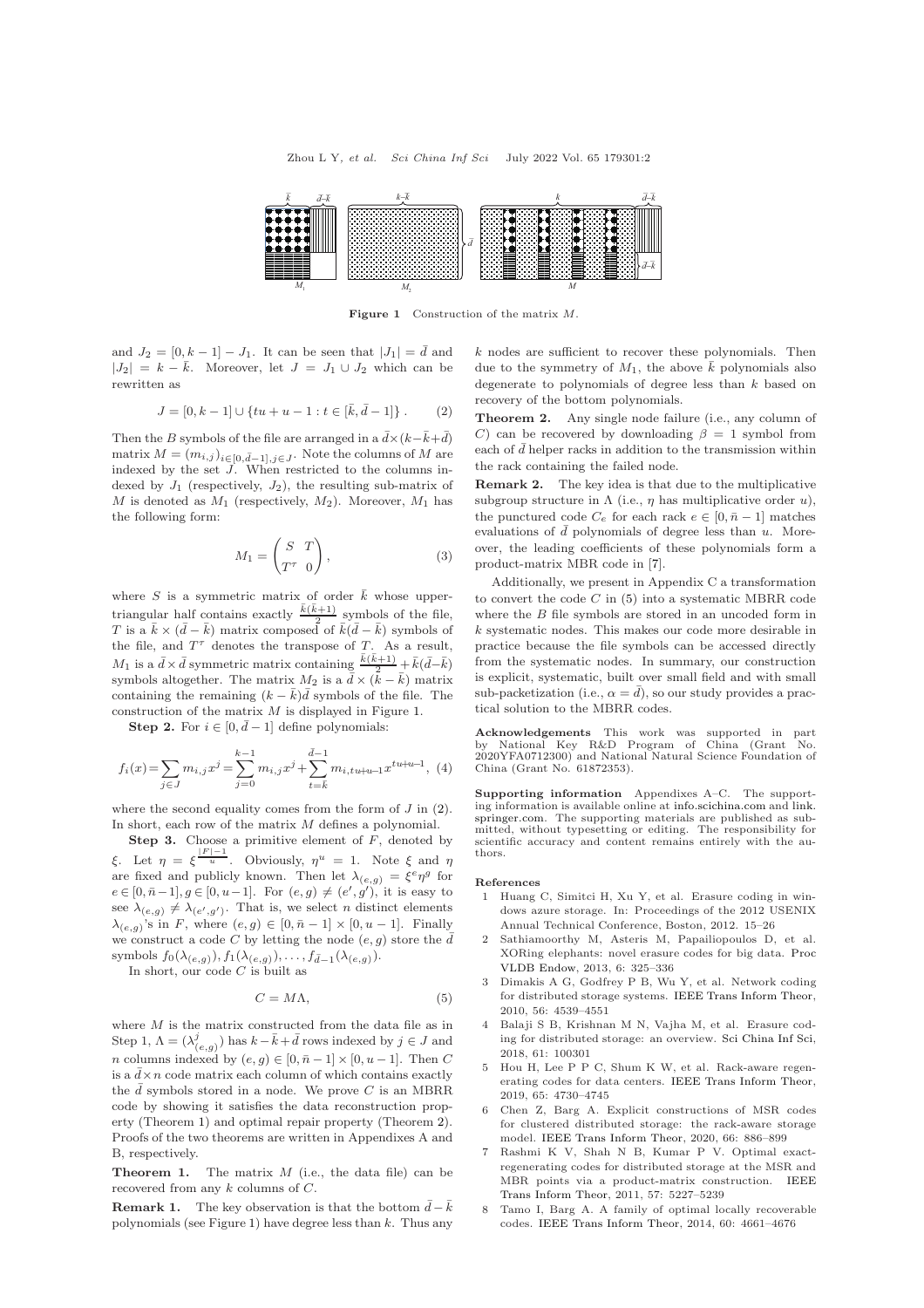$\bar{k}$ $\bar{d}-\bar{k}$ $k-\bar{k}$ $k$ $\bar{d}-\bar{k}$

$\bar{d}$

$\bar{d}-\bar{k}$

$M_1$ $M_2$ $M$

**Figure 1** Construction of the matrix $M$.

and $J_2 = [0, k-1] - J_1$. It can be seen that $|J_1| = \bar{d}$ and $|J_2| = k - \bar{k}$. Moreover, let $J = J_1 \cup J_2$ which can be rewritten as

$$J = [0, k-1] \cup \{tu + u - 1 : t \in [\bar{k}, \bar{d}-1]\}. \quad (2)$$

Then the $B$ symbols of the file are arranged in a $\bar{d} \times (k - \bar{k} + \bar{d})$ matrix $M = (m_{i,j})_{i \in [0, \bar{d}-1], j \in J}$. Note the columns of $M$ are indexed by the set $J$. When restricted to the columns indexed by $J_1$ (respectively, $J_2$), the resulting sub-matrix of $M$ is denoted as $M_1$ (respectively, $M_2$). Moreover, $M_1$ has the following form:

$$M_1 = \begin{pmatrix} S & T \\ T^\tau & 0 \end{pmatrix}, \quad (3)$$

where $S$ is a symmetric matrix of order $\bar{k}$ whose upper-triangular half contains exactly $\frac{\bar{k}(\bar{k}+1)}{2}$ symbols of the file, $T$ is a $\bar{k} \times (\bar{d} - \bar{k})$ matrix composed of $\bar{k}(\bar{d} - \bar{k})$ symbols of the file, and $T^\tau$ denotes the transpose of $T$. As a result, $M_1$ is a $\bar{d} \times \bar{d}$ symmetric matrix containing $\frac{\bar{k}(\bar{k}+1)}{2} + \bar{k}(\bar{d} - \bar{k})$ symbols altogether. The matrix $M_2$ is a $\bar{d} \times (k - \bar{k})$ matrix containing the remaining $(k - \bar{k})\bar{d}$ symbols of the file. The construction of the matrix $M$ is displayed in Figure 1.

**Step 2.** For $i \in [0, \bar{d}-1]$ define polynomials:

$$f_i(x) = \sum_{j \in J} m_{i,j} x^j = \sum_{j=0}^{k-1} m_{i,j} x^j + \sum_{t=\bar{k}}^{\bar{d}-1} m_{i,tu+u-1} x^{tu+u-1}, \quad (4)$$

where the second equality comes from the form of $J$ in (2). In short, each row of the matrix $M$ defines a polynomial.

**Step 3.** Choose a primitive element of $F$, denoted by $\xi$. Let $\eta = \xi^{\frac{|F|-1}{u}}$. Obviously, $\eta^u = 1$. Note $\xi$ and $\eta$ are fixed and publicly known. Then let $\lambda_{(e,g)} = \xi^e \eta^g$ for $e \in [0, \bar{n}-1], g \in [0, u-1]$. For $(e,g) \neq (e',g')$, it is easy to see $\lambda_{(e,g)} \neq \lambda_{(e',g')}$. That is, we select $n$ distinct elements $\lambda_{(e,g)}$'s in $F$, where $(e,g) \in [0, \bar{n}-1] \times [0, u-1]$. Finally we construct a code $C$ by letting the node $(e,g)$ store the $\bar{d}$ symbols $f_0(\lambda_{(e,g)}), f_1(\lambda_{(e,g)}), \ldots, f_{\bar{d}-1}(\lambda_{(e,g)})$.

In short, our code $C$ is built as

$$C = M\Lambda, \quad (5)$$

where $M$ is the matrix constructed from the data file as in Step 1, $\Lambda = (\lambda_{(e,g)}^j)$ has $k - \bar{k} + \bar{d}$ rows indexed by $j \in J$ and $n$ columns indexed by $(e,g) \in [0, \bar{n}-1] \times [0, u-1]$. Then $C$ is a $\bar{d} \times n$ code matrix each column of which contains exactly the $\bar{d}$ symbols stored in a node. We prove $C$ is an MBRR code by showing it satisfies the data reconstruction property (Theorem 1) and optimal repair property (Theorem 2). Proofs of the two theorems are written in Appendixes A and B, respectively.

**Theorem 1.** The matrix $M$ (i.e., the data file) can be recovered from any $k$ columns of $C$.

**Remark 1.** The key observation is that the bottom $\bar{d} - \bar{k}$ polynomials (see Figure 1) have degree less than $k$. Thus any $k$ nodes are sufficient to recover these polynomials. Then due to the symmetry of $M_1$, the above $\bar{k}$ polynomials also degenerate to polynomials of degree less than $k$ based on recovery of the bottom polynomials.

**Theorem 2.** Any single node failure (i.e., any column of $C$) can be recovered by downloading $\beta = 1$ symbol from each of $\bar{d}$ helper racks in addition to the transmission within the rack containing the failed node.

**Remark 2.** The key idea is that due to the multiplicative subgroup structure in $\Lambda$ (i.e., $\eta$ has multiplicative order $u$), the punctured code $C_e$ for each rack $e \in [0, \bar{n}-1]$ matches evaluations of $\bar{d}$ polynomials of degree less than $u$. Moreover, the leading coefficients of these polynomials form a product-matrix MBR code in [7].

Additionally, we present in Appendix C a transformation to convert the code $C$ in (5) into a systematic MBRR code where the $B$ file symbols are stored in an uncoded form in $k$ systematic nodes. This makes our code more desirable in practice because the file symbols can be accessed directly from the systematic nodes. In summary, our construction is explicit, systematic, built over small field and with small sub-packetization (i.e., $\alpha = \bar{d}$), so our study provides a practical solution to the MBRR codes.

**Acknowledgements** This work was supported in part by National Key R&D Program of China (Grant No. 2020YFA0712300) and National Natural Science Foundation of China (Grant No. 61872353).

**Supporting information** Appendixes A–C. The supporting information is available online at info.scichina.com and link.springer.com. The supporting materials are published as submitted, without typesetting or editing. The responsibility for scientific accuracy and content remains entirely with the authors.

## References

1. Huang C, Simitci H, Xu Y, et al. Erasure coding in windows azure storage. In: Proceedings of the 2012 USENIX Annual Technical Conference, Boston, 2012. 15–26
2. Sathiamoorthy M, Asteris M, Papailiopoulos D, et al. XORing elephants: novel erasure codes for big data. Proc VLDB Endow, 2013, 6: 325–336
3. Dimakis A G, Godfrey P B, Wu Y, et al. Network coding for distributed storage systems. IEEE Trans Inform Theor, 2010, 56: 4539–4551
4. Balaji S B, Krishnan M N, Vajha M, et al. Erasure coding for distributed storage: an overview. Sci China Inf Sci, 2018, 61: 100301
5. Hou H, Lee P P C, Shum K W, et al. Rack-aware regenerating codes for data centers. IEEE Trans Inform Theor, 2019, 65: 4730–4745
6. Chen Z, Barg A. Explicit constructions of MSR codes for clustered distributed storage: the rack-aware storage model. IEEE Trans Inform Theor, 2020, 66: 886–899
7. Rashmi K V, Shah N B, Kumar P V. Optimal exact-regenerating codes for distributed storage at the MSR and MBR points via a product-matrix construction. IEEE Trans Inform Theor, 2011, 57: 5227–5239
8. Tamo I, Barg A. A family of optimal locally recoverable codes. IEEE Trans Inform Theor, 2014, 60: 4661–4676